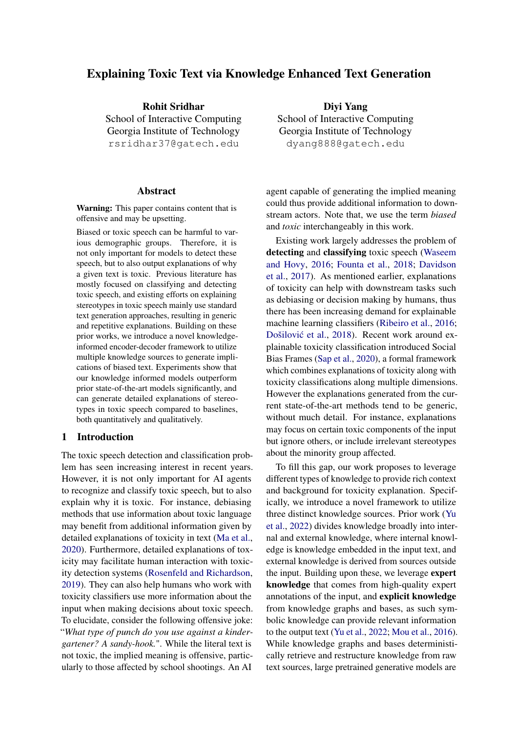# Explaining Toxic Text via Knowledge Enhanced Text Generation

**Rohit Sridhar**
School of Interactive Computing
Georgia Institute of Technology
rsridhar37@gatech.edu

**Diyi Yang**
School of Interactive Computing
Georgia Institute of Technology
dyang888@gatech.edu

## Abstract

**Warning:** This paper contains content that is offensive and may be upsetting.

Biased or toxic speech can be harmful to various demographic groups. Therefore, it is not only important for models to detect these speech, but to also output explanations of why a given text is toxic. Previous literature has mostly focused on classifying and detecting toxic speech, and existing efforts on explaining stereotypes in toxic speech mainly use standard text generation approaches, resulting in generic and repetitive explanations. Building on these prior works, we introduce a novel knowledge-informed encoder-decoder framework to utilize multiple knowledge sources to generate implications of biased text. Experiments show that our knowledge informed models outperform prior state-of-the-art models significantly, and can generate detailed explanations of stereotypes in toxic speech compared to baselines, both quantitatively and qualitatively.

## 1 Introduction

The toxic speech detection and classification problem has seen increasing interest in recent years. However, it is not only important for AI agents to recognize and classify toxic speech, but to also explain why it is toxic. For instance, debiasing methods that use information about toxic language may benefit from additional information given by detailed explanations of toxicity in text (Ma et al., 2020). Furthermore, detailed explanations of toxicity may facilitate human interaction with toxicity detection systems (Rosenfeld and Richardson, 2019). They can also help humans who work with toxicity classifiers use more information about the input when making decisions about toxic speech. To elucidate, consider the following offensive joke: "*What type of punch do you use against a kindergartener? A sandy-hook.*". While the literal text is not toxic, the implied meaning is offensive, particularly to those affected by school shootings. An AI agent capable of generating the implied meaning could thus provide additional information to downstream actors. Note that, we use the term *biased* and *toxic* interchangeably in this work.

Existing work largely addresses the problem of **detecting** and **classifying** toxic speech (Waseem and Hovy, 2016; Founta et al., 2018; Davidson et al., 2017). As mentioned earlier, explanations of toxicity can help with downstream tasks such as debiasing or decision making by humans, thus there has been increasing demand for explainable machine learning classifiers (Ribeiro et al., 2016; Došilović et al., 2018). Recent work around explainable toxicity classification introduced Social Bias Frames (Sap et al., 2020), a formal framework which combines explanations of toxicity along with toxicity classifications along multiple dimensions. However the explanations generated from the current state-of-the-art methods tend to be generic, without much detail. For instance, explanations may focus on certain toxic components of the input but ignore others, or include irrelevant stereotypes about the minority group affected.

To fill this gap, our work proposes to leverage different types of knowledge to provide rich context and background for toxicity explanation. Specifically, we introduce a novel framework to utilize three distinct knowledge sources. Prior work (Yu et al., 2022) divides knowledge broadly into internal and external knowledge, where internal knowledge is knowledge embedded in the input text, and external knowledge is derived from sources outside the input. Building upon these, we leverage **expert knowledge** that comes from high-quality expert annotations of the input, and **explicit knowledge** from knowledge graphs and bases, as such symbolic knowledge can provide relevant information to the output text (Yu et al., 2022; Mou et al., 2016). While knowledge graphs and bases deterministically retrieve and restructure knowledge from raw text sources, large pretrained generative models are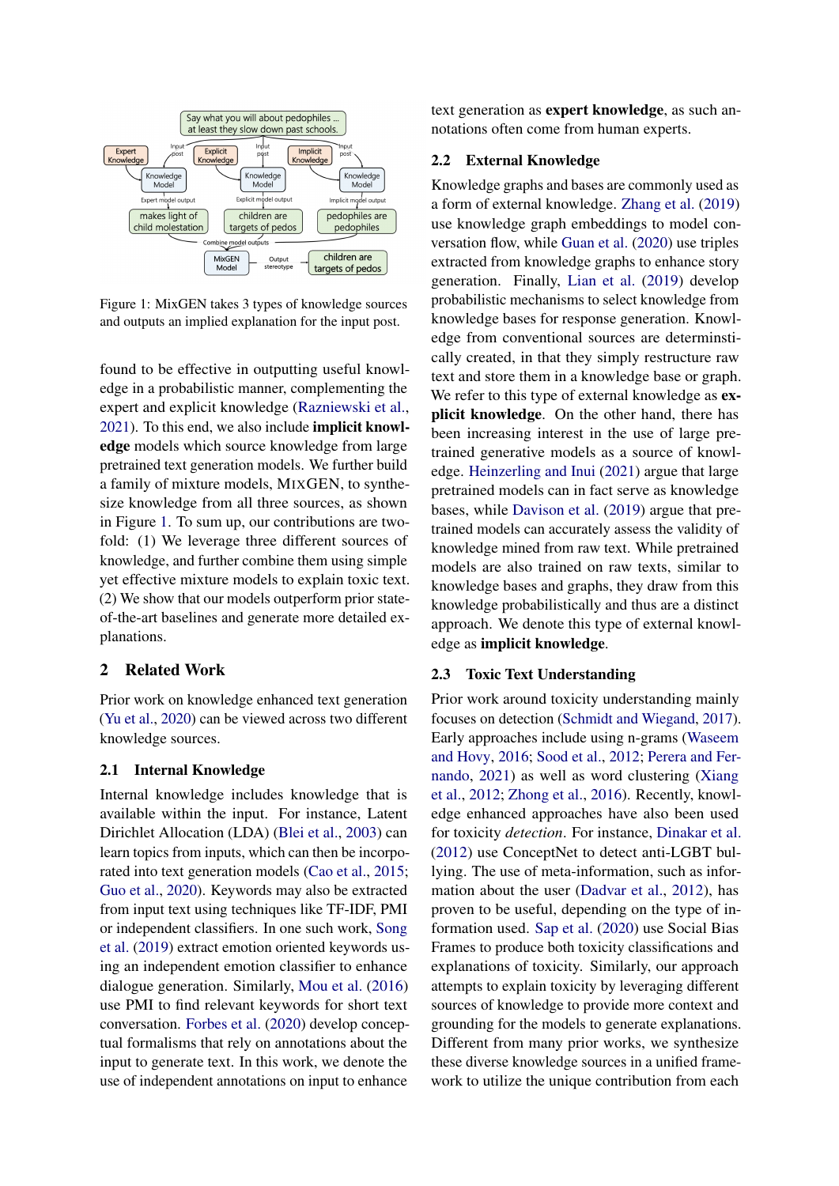Figure 1: MixGEN takes 3 types of knowledge sources and outputs an implied explanation for the input post.

found to be effective in outputting useful knowledge in a probabilistic manner, complementing the expert and explicit knowledge (Razniewski et al., 2021). To this end, we also include **implicit knowledge** models which source knowledge from large pretrained text generation models. We further build a family of mixture models, MIXGEN, to synthesize knowledge from all three sources, as shown in Figure 1. To sum up, our contributions are twofold: (1) We leverage three different sources of knowledge, and further combine them using simple yet effective mixture models to explain toxic text. (2) We show that our models outperform prior state-of-the-art baselines and generate more detailed explanations.

## 2 Related Work

Prior work on knowledge enhanced text generation (Yu et al., 2020) can be viewed across two different knowledge sources.

### 2.1 Internal Knowledge

Internal knowledge includes knowledge that is available within the input. For instance, Latent Dirichlet Allocation (LDA) (Blei et al., 2003) can learn topics from inputs, which can then be incorporated into text generation models (Cao et al., 2015; Guo et al., 2020). Keywords may also be extracted from input text using techniques like TF-IDF, PMI or independent classifiers. In one such work, Song et al. (2019) extract emotion oriented keywords using an independent emotion classifier to enhance dialogue generation. Similarly, Mou et al. (2016) use PMI to find relevant keywords for short text conversation. Forbes et al. (2020) develop conceptual formalisms that rely on annotations about the input to generate text. In this work, we denote the use of independent annotations on input to enhance text generation as **expert knowledge**, as such annotations often come from human experts.

### 2.2 External Knowledge

Knowledge graphs and bases are commonly used as a form of external knowledge. Zhang et al. (2019) use knowledge graph embeddings to model conversation flow, while Guan et al. (2020) use triples extracted from knowledge graphs to enhance story generation. Finally, Lian et al. (2019) develop probabilistic mechanisms to select knowledge from knowledge bases for response generation. Knowledge from conventional sources are deterministically created, in that they simply restructure raw text and store them in a knowledge base or graph. We refer to this type of external knowledge as **explicit knowledge**. On the other hand, there has been increasing interest in the use of large pretrained generative models as a source of knowledge. Heinzerling and Inui (2021) argue that large pretrained models can in fact serve as knowledge bases, while Davison et al. (2019) argue that pretrained models can accurately assess the validity of knowledge mined from raw text. While pretrained models are also trained on raw texts, similar to knowledge bases and graphs, they draw from this knowledge probabilistically and thus are a distinct approach. We denote this type of external knowledge as **implicit knowledge**.

### 2.3 Toxic Text Understanding

Prior work around toxicity understanding mainly focuses on detection (Schmidt and Wiegand, 2017). Early approaches include using n-grams (Waseem and Hovy, 2016; Sood et al., 2012; Perera and Fernando, 2021) as well as word clustering (Xiang et al., 2012; Zhong et al., 2016). Recently, knowledge enhanced approaches have also been used for toxicity *detection*. For instance, Dinakar et al. (2012) use ConceptNet to detect anti-LGBT bullying. The use of meta-information, such as information about the user (Dadvar et al., 2012), has proven to be useful, depending on the type of information used. Sap et al. (2020) use Social Bias Frames to produce both toxicity classifications and explanations of toxicity. Similarly, our approach attempts to explain toxicity by leveraging different sources of knowledge to provide more context and grounding for the models to generate explanations. Different from many prior works, we synthesize these diverse knowledge sources in a unified framework to utilize the unique contribution from each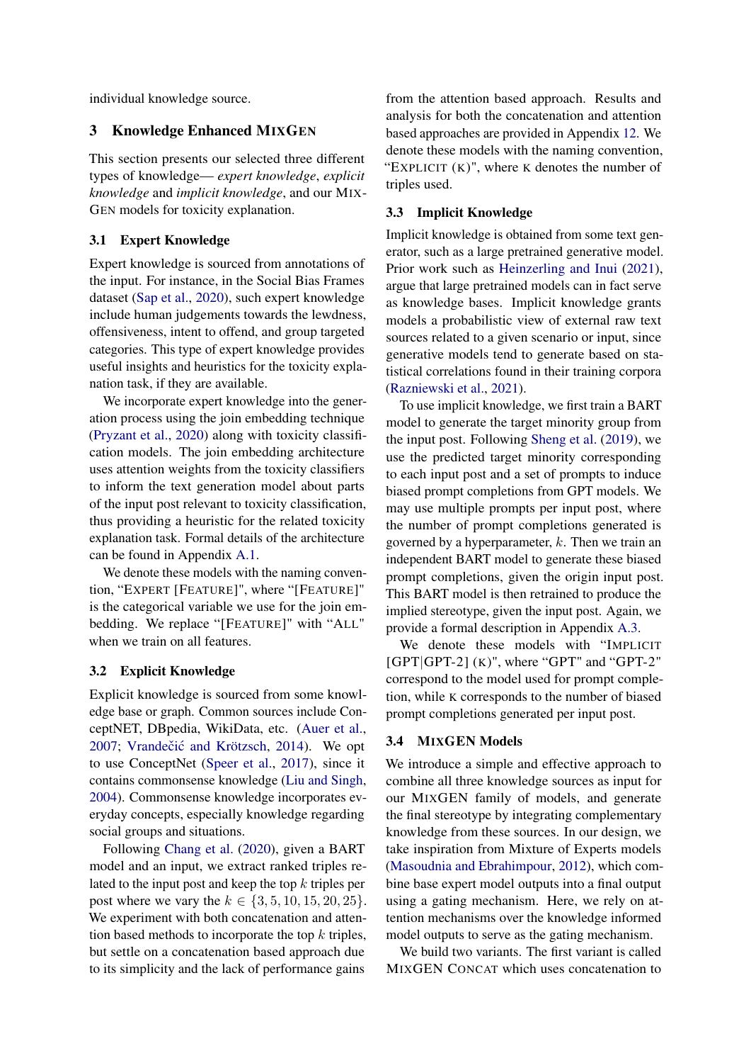individual knowledge source.

## 3 Knowledge Enhanced MixGen

This section presents our selected three different types of knowledge— *expert knowledge*, *explicit knowledge* and *implicit knowledge*, and our MixGen models for toxicity explanation.

### 3.1 Expert Knowledge

Expert knowledge is sourced from annotations of the input. For instance, in the Social Bias Frames dataset (Sap et al., 2020), such expert knowledge include human judgements towards the lewdness, offensiveness, intent to offend, and group targeted categories. This type of expert knowledge provides useful insights and heuristics for the toxicity explanation task, if they are available.

We incorporate expert knowledge into the generation process using the join embedding technique (Pryzant et al., 2020) along with toxicity classification models. The join embedding architecture uses attention weights from the toxicity classifiers to inform the text generation model about parts of the input post relevant to toxicity classification, thus providing a heuristic for the related toxicity explanation task. Formal details of the architecture can be found in Appendix A.1.

We denote these models with the naming convention, "Expert [Feature]", where "[Feature]" is the categorical variable we use for the join embedding. We replace "[Feature]" with "All" when we train on all features.

### 3.2 Explicit Knowledge

Explicit knowledge is sourced from some knowledge base or graph. Common sources include ConceptNET, DBpedia, WikiData, etc. (Auer et al., 2007; Vrandečić and Krötzsch, 2014). We opt to use ConceptNet (Speer et al., 2017), since it contains commonsense knowledge (Liu and Singh, 2004). Commonsense knowledge incorporates everyday concepts, especially knowledge regarding social groups and situations.

Following Chang et al. (2020), given a BART model and an input, we extract ranked triples related to the input post and keep the top $k$ triples per post where we vary the $k \in \{3, 5, 10, 15, 20, 25\}$. We experiment with both concatenation and attention based methods to incorporate the top $k$ triples, but settle on a concatenation based approach due to its simplicity and the lack of performance gains from the attention based approach. Results and analysis for both the concatenation and attention based approaches are provided in Appendix 12. We denote these models with the naming convention, "Explicit (k)", where k denotes the number of triples used.

### 3.3 Implicit Knowledge

Implicit knowledge is obtained from some text generator, such as a large pretrained generative model. Prior work such as Heinzerling and Inui (2021), argue that large pretrained models can in fact serve as knowledge bases. Implicit knowledge grants models a probabilistic view of external raw text sources related to a given scenario or input, since generative models tend to generate based on statistical correlations found in their training corpora (Razniewski et al., 2021).

To use implicit knowledge, we first train a BART model to generate the target minority group from the input post. Following Sheng et al. (2019), we use the predicted target minority corresponding to each input post and a set of prompts to induce biased prompt completions from GPT models. We may use multiple prompts per input post, where the number of prompt completions generated is governed by a hyperparameter, $k$. Then we train an independent BART model to generate these biased prompt completions, given the origin input post. This BART model is then retrained to produce the implied stereotype, given the input post. Again, we provide a formal description in Appendix A.3.

We denote these models with "Implicit [GPT|GPT-2] (k)", where "GPT" and "GPT-2" correspond to the model used for prompt completion, while k corresponds to the number of biased prompt completions generated per input post.

### 3.4 MixGEN Models

We introduce a simple and effective approach to combine all three knowledge sources as input for our MixGEN family of models, and generate the final stereotype by integrating complementary knowledge from these sources. In our design, we take inspiration from Mixture of Experts models (Masoudnia and Ebrahimpour, 2012), which combine base expert model outputs into a final output using a gating mechanism. Here, we rely on attention mechanisms over the knowledge informed model outputs to serve as the gating mechanism.

We build two variants. The first variant is called MixGEN Concat which uses concatenation to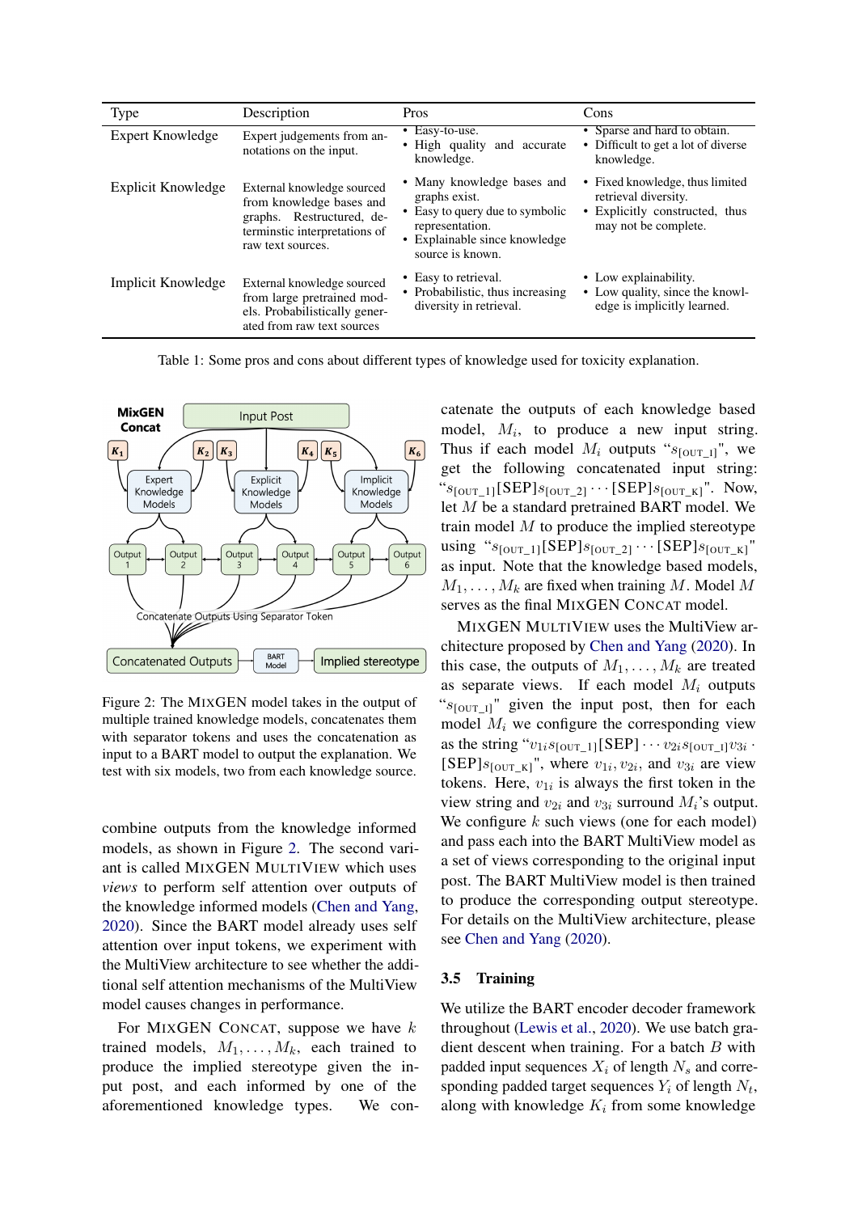| Type | Description | Pros | Cons |
|---|---|---|---|
| Expert Knowledge | Expert judgements from annotations on the input. | • Easy-to-use. • High quality and accurate knowledge. | • Sparse and hard to obtain. • Difficult to get a lot of diverse knowledge. |
| Explicit Knowledge | External knowledge sourced from knowledge bases and graphs. Restructured, determinstic interpretations of raw text sources. | • Many knowledge bases and graphs exist. • Easy to query due to symbolic representation. • Explainable since knowledge source is known. | • Fixed knowledge, thus limited retrieval diversity. • Explicitly constructed, thus may not be complete. |
| Implicit Knowledge | External knowledge sourced from large pretrained models. Probabilistically generated from raw text sources | • Easy to retrieval. • Probabilistic, thus increasing diversity in retrieval. | • Low explainability. • Low quality, since the knowledge is implicitly learned. |

Table 1: Some pros and cons about different types of knowledge used for toxicity explanation.

Figure 2: The MIXGEN model takes in the output of multiple trained knowledge models, concatenates them with separator tokens and uses the concatenation as input to a BART model to output the explanation. We test with six models, two from each knowledge source.

combine outputs from the knowledge informed models, as shown in Figure 2. The second variant is called MIXGEN MULTIVIEW which uses *views* to perform self attention over outputs of the knowledge informed models (Chen and Yang, 2020). Since the BART model already uses self attention over input tokens, we experiment with the MultiView architecture to see whether the additional self attention mechanisms of the MultiView model causes changes in performance.

For MIXGEN CONCAT, suppose we have $k$ trained models, $M_1, \ldots, M_k$, each trained to produce the implied stereotype given the input post, and each informed by one of the aforementioned knowledge types. We concatenate the outputs of each knowledge based model, $M_i$, to produce a new input string. Thus if each model $M_i$ outputs "$s_{[\text{OUT\_I}]}$", we get the following concatenated input string: "$s_{[\text{OUT\_1}]}[\text{SEP}]s_{[\text{OUT\_2}]} \cdots [\text{SEP}]s_{[\text{OUT\_K}]}$". Now, let $M$ be a standard pretrained BART model. We train model $M$ to produce the implied stereotype using "$s_{[\text{OUT\_1}]}[\text{SEP}]s_{[\text{OUT\_2}]} \cdots [\text{SEP}]s_{[\text{OUT\_K}]}$" as input. Note that the knowledge based models, $M_1, \ldots, M_k$ are fixed when training $M$. Model $M$ serves as the final MIXGEN CONCAT model.

MIXGEN MULTIVIEW uses the MultiView architecture proposed by Chen and Yang (2020). In this case, the outputs of $M_1, \ldots, M_k$ are treated as separate views. If each model $M_i$ outputs "$s_{[\text{OUT\_I}]}$" given the input post, then for each model $M_i$ we configure the corresponding view as the string "$v_{1i}s_{[\text{OUT\_1}]}[\text{SEP}] \cdots v_{2i}s_{[\text{OUT\_I}]}v_{3i} \cdot [\text{SEP}]s_{[\text{OUT\_K}]}$", where $v_{1i}, v_{2i}$, and $v_{3i}$ are view tokens. Here, $v_{1i}$ is always the first token in the view string and $v_{2i}$ and $v_{3i}$ surround $M_i$'s output. We configure $k$ such views (one for each model) and pass each into the BART MultiView model as a set of views corresponding to the original input post. The BART MultiView model is then trained to produce the corresponding output stereotype. For details on the MultiView architecture, please see Chen and Yang (2020).

### 3.5 Training

We utilize the BART encoder decoder framework throughout (Lewis et al., 2020). We use batch gradient descent when training. For a batch $B$ with padded input sequences $X_i$ of length $N_s$ and corresponding padded target sequences $Y_i$ of length $N_t$, along with knowledge $K_i$ from some knowledge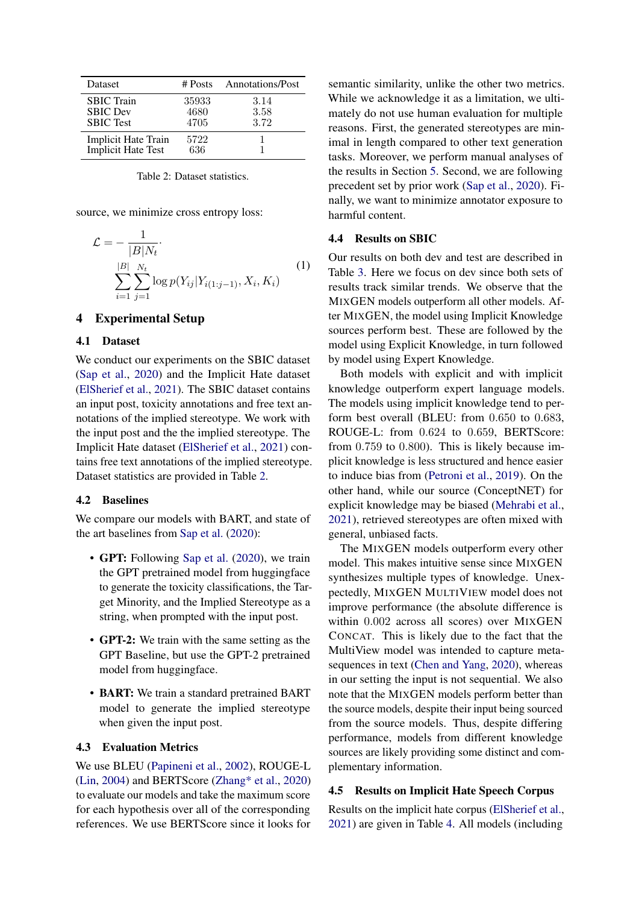| Dataset | # Posts | Annotations/Post |
|---|---|---|
| SBIC Train | 35933 | 3.14 |
| SBIC Dev | 4680 | 3.58 |
| SBIC Test | 4705 | 3.72 |
| Implicit Hate Train | 5722 | 1 |
| Implicit Hate Test | 636 | 1 |

Table 2: Dataset statistics.

source, we minimize cross entropy loss:

$$\mathcal{L} = -\frac{1}{|B|N_t} \cdot \sum_{i=1}^{|B|} \sum_{j=1}^{N_t} \log p(Y_{ij}|Y_{i(1:j-1)}, X_i, K_i) \tag{1}$$

## 4 Experimental Setup

### 4.1 Dataset

We conduct our experiments on the SBIC dataset (Sap et al., 2020) and the Implicit Hate dataset (ElSherief et al., 2021). The SBIC dataset contains an input post, toxicity annotations and free text annotations of the implied stereotype. We work with the input post and the the implied stereotype. The Implicit Hate dataset (ElSherief et al., 2021) contains free text annotations of the implied stereotype. Dataset statistics are provided in Table 2.

### 4.2 Baselines

We compare our models with BART, and state of the art baselines from Sap et al. (2020):

- **GPT:** Following Sap et al. (2020), we train the GPT pretrained model from huggingface to generate the toxicity classifications, the Target Minority, and the Implied Stereotype as a string, when prompted with the input post.
- **GPT-2:** We train with the same setting as the GPT Baseline, but use the GPT-2 pretrained model from huggingface.
- **BART:** We train a standard pretrained BART model to generate the implied stereotype when given the input post.

### 4.3 Evaluation Metrics

We use BLEU (Papineni et al., 2002), ROUGE-L (Lin, 2004) and BERTScore (Zhang* et al., 2020) to evaluate our models and take the maximum score for each hypothesis over all of the corresponding references. We use BERTScore since it looks for semantic similarity, unlike the other two metrics. While we acknowledge it as a limitation, we ultimately do not use human evaluation for multiple reasons. First, the generated stereotypes are minimal in length compared to other text generation tasks. Moreover, we perform manual analyses of the results in Section 5. Second, we are following precedent set by prior work (Sap et al., 2020). Finally, we want to minimize annotator exposure to harmful content.

### 4.4 Results on SBIC

Our results on both dev and test are described in Table 3. Here we focus on dev since both sets of results track similar trends. We observe that the MIXGEN models outperform all other models. After MIXGEN, the model using Implicit Knowledge sources perform best. These are followed by the model using Explicit Knowledge, in turn followed by model using Expert Knowledge.

Both models with explicit and with implicit knowledge outperform expert language models. The models using implicit knowledge tend to perform best overall (BLEU: from $0.650$ to $0.683$, ROUGE-L: from $0.624$ to $0.659$, BERTScore: from $0.759$ to $0.800$). This is likely because implicit knowledge is less structured and hence easier to induce bias from (Petroni et al., 2019). On the other hand, while our source (ConceptNET) for explicit knowledge may be biased (Mehrabi et al., 2021), retrieved stereotypes are often mixed with general, unbiased facts.

The MIXGEN models outperform every other model. This makes intuitive sense since MIXGEN synthesizes multiple types of knowledge. Unexpectedly, MIXGEN MULTIVIEW model does not improve performance (the absolute difference is within $0.002$ across all scores) over MIXGEN CONCAT. This is likely due to the fact that the MultiView model was intended to capture meta-sequences in text (Chen and Yang, 2020), whereas in our setting the input is not sequential. We also note that the MIXGEN models perform better than the source models, despite their input being sourced from the source models. Thus, despite differing performance, models from different knowledge sources are likely providing some distinct and complementary information.

### 4.5 Results on Implicit Hate Speech Corpus

Results on the implicit hate corpus (ElSherief et al., 2021) are given in Table 4. All models (including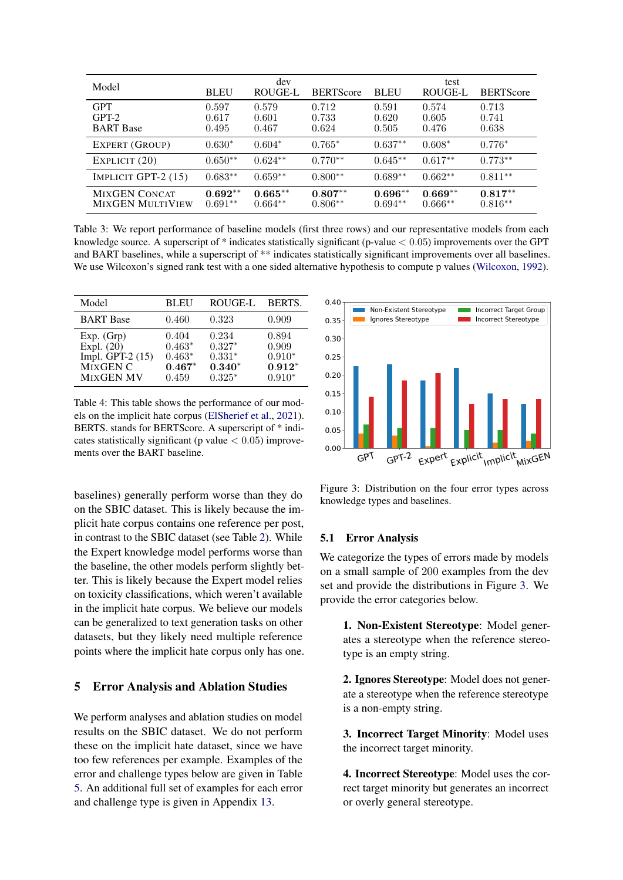| Model | dev | | | test | | |
|---|---|---|---|---|---|---|
| | BLEU | ROUGE-L | BERTScore | BLEU | ROUGE-L | BERTScore |
| GPT | 0.597 | 0.579 | 0.712 | 0.591 | 0.574 | 0.713 |
| GPT-2 | 0.617 | 0.601 | 0.733 | 0.620 | 0.605 | 0.741 |
| BART Base | 0.495 | 0.467 | 0.624 | 0.505 | 0.476 | 0.638 |
| EXPERT (GROUP) | 0.630* | 0.604* | 0.765* | 0.637** | 0.608* | 0.776* |
| EXPLICIT (20) | 0.650** | 0.624** | 0.770** | 0.645** | 0.617** | 0.773** |
| IMPLICIT GPT-2 (15) | 0.683** | 0.659** | 0.800** | 0.689** | 0.662** | 0.811** |
| MIXGEN CONCAT | **0.692**** | **0.665**** | **0.807**** | **0.696**** | **0.669**** | **0.817**** |
| MIXGEN MULTIVIEW | 0.691** | 0.664** | 0.806** | 0.694** | 0.666** | 0.816** |

Table 3: We report performance of baseline models (first three rows) and our representative models from each knowledge source. A superscript of * indicates statistically significant (p-value $< 0.05$) improvements over the GPT and BART baselines, while a superscript of ** indicates statistically significant improvements over all baselines. We use Wilcoxon's signed rank test with a one sided alternative hypothesis to compute p values (Wilcoxon, 1992).

| Model | BLEU | ROUGE-L | BERTS. |
|---|---|---|---|
| BART Base | 0.460 | 0.323 | 0.909 |
| Exp. (Grp) | 0.404 | 0.234 | 0.894 |
| Expl. (20) | 0.463* | 0.327* | 0.909 |
| Impl. GPT-2 (15) | 0.463* | 0.331* | 0.910* |
| MIXGEN C | **0.467*** | **0.340*** | **0.912*** |
| MIXGEN MV | 0.459 | 0.325* | 0.910* |

Table 4: This table shows the performance of our models on the implicit hate corpus (ElSherief et al., 2021). BERTS. stands for BERTScore. A superscript of * indicates statistically significant (p value $< 0.05$) improvements over the BART baseline.

Figure 3: Distribution on the four error types across knowledge types and baselines.

baselines) generally perform worse than they do on the SBIC dataset. This is likely because the implicit hate corpus contains one reference per post, in contrast to the SBIC dataset (see Table 2). While the Expert knowledge model performs worse than the baseline, the other models perform slightly better. This is likely because the Expert model relies on toxicity classifications, which weren't available in the implicit hate corpus. We believe our models can be generalized to text generation tasks on other datasets, but they likely need multiple reference points where the implicit hate corpus only has one.

## 5 Error Analysis and Ablation Studies

We perform analyses and ablation studies on model results on the SBIC dataset. We do not perform these on the implicit hate dataset, since we have too few references per example. Examples of the error and challenge types below are given in Table 5. An additional full set of examples for each error and challenge type is given in Appendix 13.

### 5.1 Error Analysis

We categorize the types of errors made by models on a small sample of 200 examples from the dev set and provide the distributions in Figure 3. We provide the error categories below.

**1. Non-Existent Stereotype**: Model generates a stereotype when the reference stereotype is an empty string.

**2. Ignores Stereotype**: Model does not generate a stereotype when the reference stereotype is a non-empty string.

**3. Incorrect Target Minority**: Model uses the incorrect target minority.

**4. Incorrect Stereotype**: Model uses the correct target minority but generates an incorrect or overly general stereotype.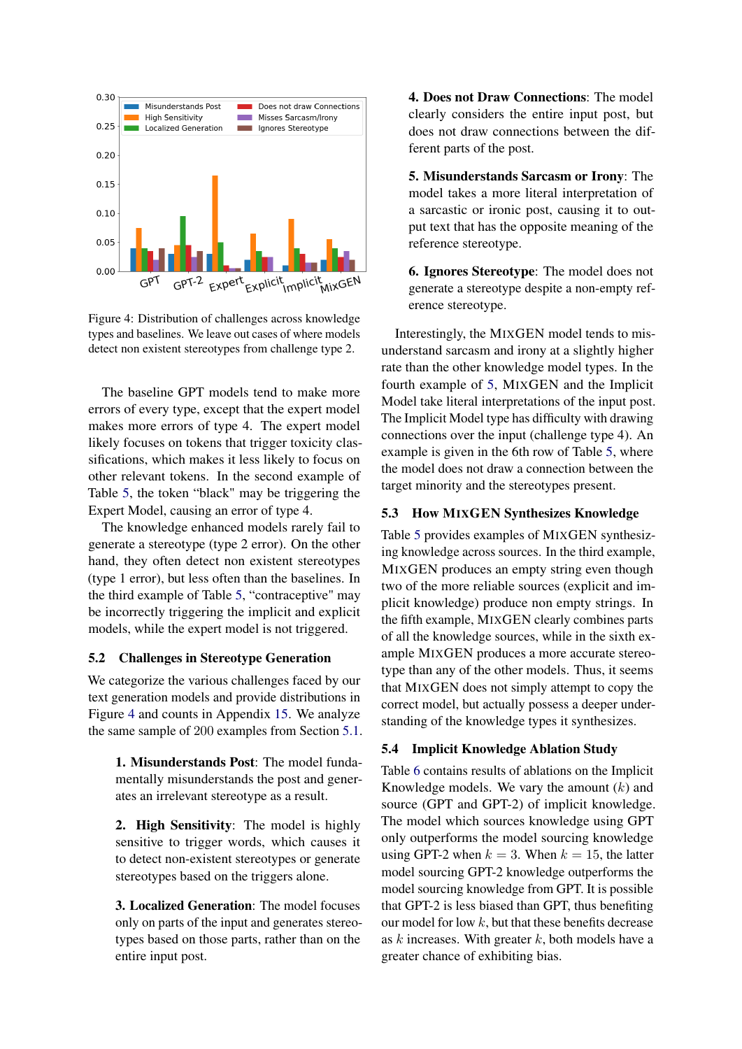Figure 4: Distribution of challenges across knowledge types and baselines. We leave out cases of where models detect non existent stereotypes from challenge type 2.

The baseline GPT models tend to make more errors of every type, except that the expert model makes more errors of type 4. The expert model likely focuses on tokens that trigger toxicity classifications, which makes it less likely to focus on other relevant tokens. In the second example of Table 5, the token "black" may be triggering the Expert Model, causing an error of type 4.

The knowledge enhanced models rarely fail to generate a stereotype (type 2 error). On the other hand, they often detect non existent stereotypes (type 1 error), but less often than the baselines. In the third example of Table 5, "contraceptive" may be incorrectly triggering the implicit and explicit models, while the expert model is not triggered.

### 5.2 Challenges in Stereotype Generation

We categorize the various challenges faced by our text generation models and provide distributions in Figure 4 and counts in Appendix 15. We analyze the same sample of 200 examples from Section 5.1.

**1. Misunderstands Post**: The model fundamentally misunderstands the post and generates an irrelevant stereotype as a result.

**2. High Sensitivity**: The model is highly sensitive to trigger words, which causes it to detect non-existent stereotypes or generate stereotypes based on the triggers alone.

**3. Localized Generation**: The model focuses only on parts of the input and generates stereotypes based on those parts, rather than on the entire input post.

**4. Does not Draw Connections**: The model clearly considers the entire input post, but does not draw connections between the different parts of the post.

**5. Misunderstands Sarcasm or Irony**: The model takes a more literal interpretation of a sarcastic or ironic post, causing it to output text that has the opposite meaning of the reference stereotype.

**6. Ignores Stereotype**: The model does not generate a stereotype despite a non-empty reference stereotype.

Interestingly, the MIXGEN model tends to misunderstand sarcasm and irony at a slightly higher rate than the other knowledge model types. In the fourth example of 5, MIXGEN and the Implicit Model take literal interpretations of the input post. The Implicit Model type has difficulty with drawing connections over the input (challenge type 4). An example is given in the 6th row of Table 5, where the model does not draw a connection between the target minority and the stereotypes present.

### 5.3 How MIXGEN Synthesizes Knowledge

Table 5 provides examples of MIXGEN synthesizing knowledge across sources. In the third example, MIXGEN produces an empty string even though two of the more reliable sources (explicit and implicit knowledge) produce non empty strings. In the fifth example, MIXGEN clearly combines parts of all the knowledge sources, while in the sixth example MIXGEN produces a more accurate stereotype than any of the other models. Thus, it seems that MIXGEN does not simply attempt to copy the correct model, but actually possess a deeper understanding of the knowledge types it synthesizes.

### 5.4 Implicit Knowledge Ablation Study

Table 6 contains results of ablations on the Implicit Knowledge models. We vary the amount ($k$) and source (GPT and GPT-2) of implicit knowledge. The model which sources knowledge using GPT only outperforms the model sourcing knowledge using GPT-2 when $k = 3$. When $k = 15$, the latter model sourcing GPT-2 knowledge outperforms the model sourcing knowledge from GPT. It is possible that GPT-2 is less biased than GPT, thus benefiting our model for low $k$, but that these benefits decrease as $k$ increases. With greater $k$, both models have a greater chance of exhibiting bias.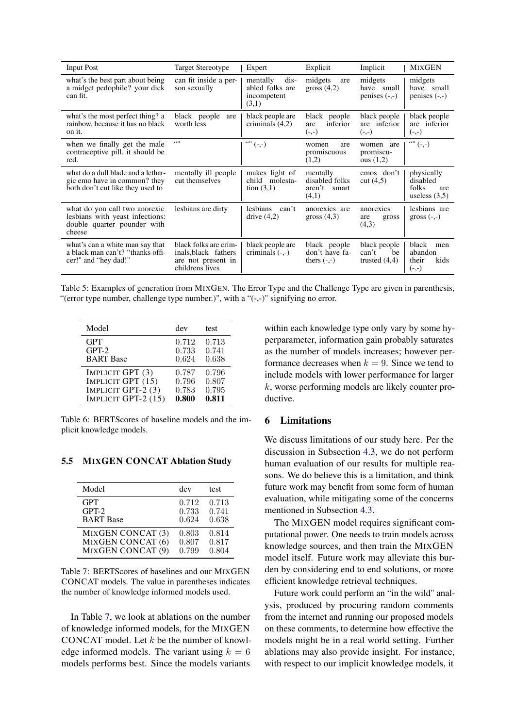| Input Post | Target Stereotype | Expert | Explicit | Implicit | MIXGEN |
|---|---|---|---|---|---|
| what's the best part about being a midget pedophile? your dick can fit. | can fit inside a person sexually | mentally disabled folks are incompetent (3,1) | midgets are gross (4,2) | midgets have small penises (-,-) | midgets have small penises (-,-) |
| what's the most perfect thing? a rainbow, because it has no black on it. | black people are worth less | black people are criminals (4,2) | black people are inferior (-,-) | black people are inferior (-,-) | black people are inferior (-,-) |
| when we finally get the male contraceptive pill, it should be red. | "" | "" (-,-) | women are promiscuous (1,2) | women are promiscuous (1,2) | "" (-,-) |
| what do a dull blade and a lethargic emo have in common? they both don't cut like they used to | mentally ill people cut themselves | makes light of child molestation (3,1) | mentally disabled folks aren't smart (4,1) | emos don't cut (4,5) | physically disabled folks are useless (3,5) |
| what do you call two anorexic lesbians with yeast infections: double quarter pounder with cheese | lesbians are dirty | lesbians can't drive (4,2) | anorexics are gross (4,3) | anorexics are gross (4,3) | lesbians are gross (-,-) |
| what's can a white man say that a black man can't? "thanks officer!" and "hey dad!" | black folks are criminals,black fathers are not present in childrens lives | black people are criminals (-,-) | black people don't have fathers (-,-) | black people can't be trusted (4,4) | black men abandon their kids (-,-) |

Table 5: Examples of generation from MIXGEN. The Error Type and the Challenge Type are given in parenthesis, "(error type number, challenge type number.)", with a "(-,-)" signifying no error.

| Model | dev | test |
|---|---|---|
| GPT | 0.712 | 0.713 |
| GPT-2 | 0.733 | 0.741 |
| BART Base | 0.624 | 0.638 |
| IMPLICIT GPT (3) | 0.787 | 0.796 |
| IMPLICIT GPT (15) | 0.796 | 0.807 |
| IMPLICIT GPT-2 (3) | 0.783 | 0.795 |
| IMPLICIT GPT-2 (15) | **0.800** | **0.811** |

Table 6: BERTScores of baseline models and the implicit knowledge models.

### 5.5 MIXGEN CONCAT Ablation Study

| Model | dev | test |
|---|---|---|
| GPT | 0.712 | 0.713 |
| GPT-2 | 0.733 | 0.741 |
| BART Base | 0.624 | 0.638 |
| MIXGEN CONCAT (3) | 0.803 | 0.814 |
| MIXGEN CONCAT (6) | 0.807 | 0.817 |
| MIXGEN CONCAT (9) | 0.799 | 0.804 |

Table 7: BERTScores of baselines and our MIXGEN CONCAT models. The value in parentheses indicates the number of knowledge informed models used.

In Table 7, we look at ablations on the number of knowledge informed models, for the MIXGEN CONCAT model. Let $k$ be the number of knowledge informed models. The variant using $k = 6$ models performs best. Since the models variants within each knowledge type only vary by some hyperparameter, information gain probably saturates as the number of models increases; however performance decreases when $k = 9$. Since we tend to include models with lower performance for larger $k$, worse performing models are likely counter productive.

## 6 Limitations

We discuss limitations of our study here. Per the discussion in Subsection 4.3, we do not perform human evaluation of our results for multiple reasons. We do believe this is a limitation, and think future work may benefit from some form of human evaluation, while mitigating some of the concerns mentioned in Subsection 4.3.

The MIXGEN model requires significant computational power. One needs to train models across knowledge sources, and then train the MIXGEN model itself. Future work may alleviate this burden by considering end to end solutions, or more efficient knowledge retrieval techniques.

Future work could perform an "in the wild" analysis, produced by procuring random comments from the internet and running our proposed models on these comments, to determine how effective the models might be in a real world setting. Further ablations may also provide insight. For instance, with respect to our implicit knowledge models, it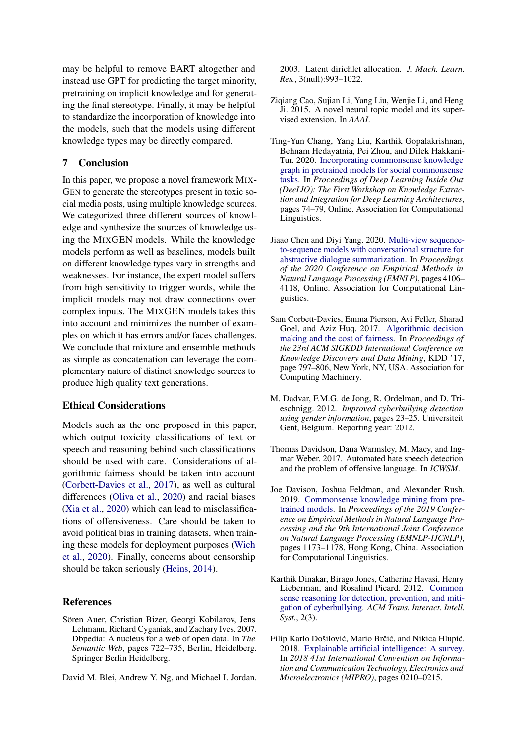may be helpful to remove BART altogether and instead use GPT for predicting the target minority, pretraining on implicit knowledge and for generating the final stereotype. Finally, it may be helpful to standardize the incorporation of knowledge into the models, such that the models using different knowledge types may be directly compared.

## 7 Conclusion

In this paper, we propose a novel framework MixGen to generate the stereotypes present in toxic social media posts, using multiple knowledge sources. We categorized three different sources of knowledge and synthesize the sources of knowledge using the MixGEN models. While the knowledge models perform as well as baselines, models built on different knowledge types vary in strengths and weaknesses. For instance, the expert model suffers from high sensitivity to trigger words, while the implicit models may not draw connections over complex inputs. The MixGEN models takes this into account and minimizes the number of examples on which it has errors and/or faces challenges. We conclude that mixture and ensemble methods as simple as concatenation can leverage the complementary nature of distinct knowledge sources to produce high quality text generations.

## Ethical Considerations

Models such as the one proposed in this paper, which output toxicity classifications of text or speech and reasoning behind such classifications should be used with care. Considerations of algorithmic fairness should be taken into account (Corbett-Davies et al., 2017), as well as cultural differences (Oliva et al., 2020) and racial biases (Xia et al., 2020) which can lead to misclassifications of offensiveness. Care should be taken to avoid political bias in training datasets, when training these models for deployment purposes (Wich et al., 2020). Finally, concerns about censorship should be taken seriously (Heins, 2014).

## References

Sören Auer, Christian Bizer, Georgi Kobilarov, Jens Lehmann, Richard Cyganiak, and Zachary Ives. 2007. Dbpedia: A nucleus for a web of open data. In *The Semantic Web*, pages 722–735, Berlin, Heidelberg. Springer Berlin Heidelberg.

David M. Blei, Andrew Y. Ng, and Michael I. Jordan. 2003. Latent dirichlet allocation. *J. Mach. Learn. Res.*, 3(null):993–1022.

Ziqiang Cao, Sujian Li, Yang Liu, Wenjie Li, and Heng Ji. 2015. A novel neural topic model and its supervised extension. In *AAAI*.

Ting-Yun Chang, Yang Liu, Karthik Gopalakrishnan, Behnam Hedayatnia, Pei Zhou, and Dilek Hakkani-Tur. 2020. Incorporating commonsense knowledge graph in pretrained models for social commonsense tasks. In *Proceedings of Deep Learning Inside Out (DeeLIO): The First Workshop on Knowledge Extraction and Integration for Deep Learning Architectures*, pages 74–79, Online. Association for Computational Linguistics.

Jiaao Chen and Diyi Yang. 2020. Multi-view sequence-to-sequence models with conversational structure for abstractive dialogue summarization. In *Proceedings of the 2020 Conference on Empirical Methods in Natural Language Processing (EMNLP)*, pages 4106–4118, Online. Association for Computational Linguistics.

Sam Corbett-Davies, Emma Pierson, Avi Feller, Sharad Goel, and Aziz Huq. 2017. Algorithmic decision making and the cost of fairness. In *Proceedings of the 23rd ACM SIGKDD International Conference on Knowledge Discovery and Data Mining*, KDD '17, page 797–806, New York, NY, USA. Association for Computing Machinery.

M. Dadvar, F.M.G. de Jong, R. Ordelman, and D. Trieschnigg. 2012. *Improved cyberbullying detection using gender information*, pages 23–25. Universiteit Gent, Belgium. Reporting year: 2012.

Thomas Davidson, Dana Warmsley, M. Macy, and Ingmar Weber. 2017. Automated hate speech detection and the problem of offensive language. In *ICWSM*.

Joe Davison, Joshua Feldman, and Alexander Rush. 2019. Commonsense knowledge mining from pretrained models. In *Proceedings of the 2019 Conference on Empirical Methods in Natural Language Processing and the 9th International Joint Conference on Natural Language Processing (EMNLP-IJCNLP)*, pages 1173–1178, Hong Kong, China. Association for Computational Linguistics.

Karthik Dinakar, Birago Jones, Catherine Havasi, Henry Lieberman, and Rosalind Picard. 2012. Common sense reasoning for detection, prevention, and mitigation of cyberbullying. *ACM Trans. Interact. Intell. Syst.*, 2(3).

Filip Karlo Došilović, Mario Brčić, and Nikica Hlupić. 2018. Explainable artificial intelligence: A survey. In *2018 41st International Convention on Information and Communication Technology, Electronics and Microelectronics (MIPRO)*, pages 0210–0215.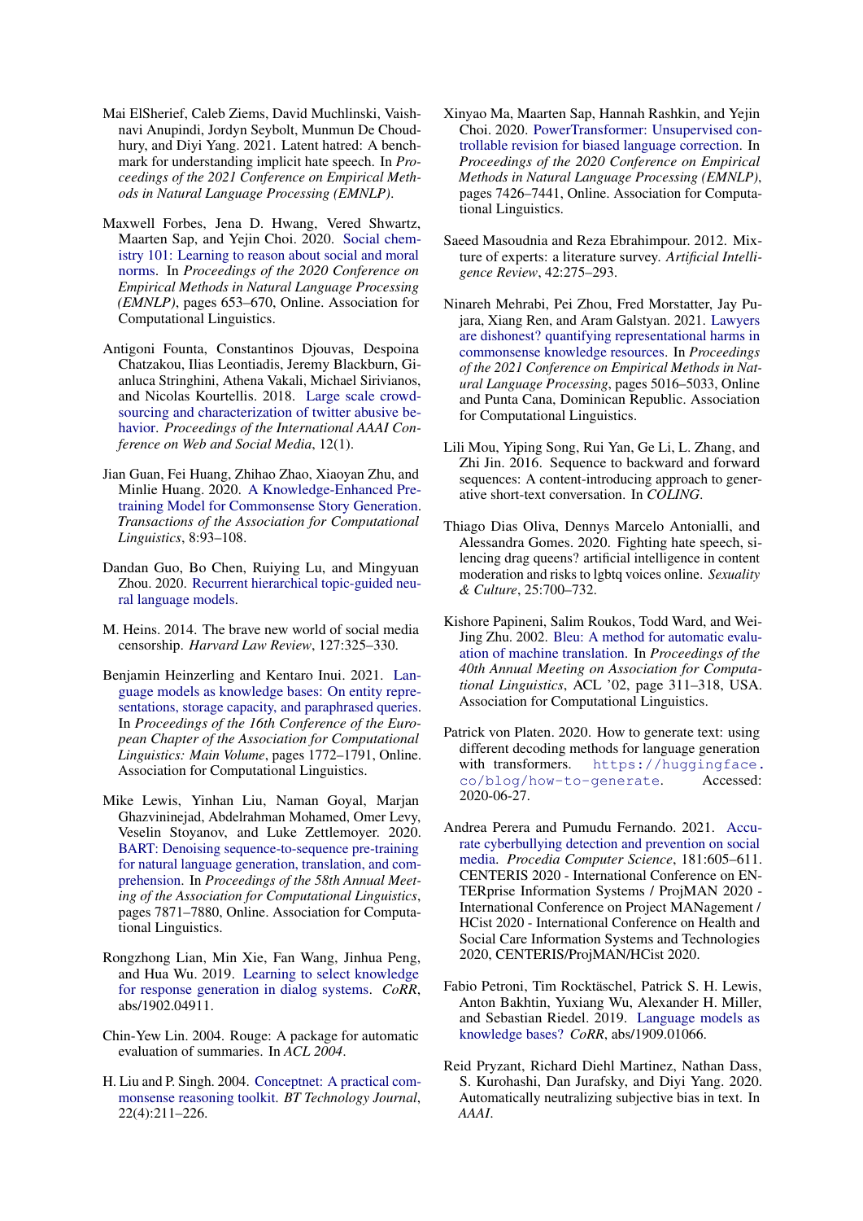Mai ElSherief, Caleb Ziems, David Muchlinski, Vaishnavi Anupindi, Jordyn Seybolt, Munmun De Choudhury, and Diyi Yang. 2021. Latent hatred: A benchmark for understanding implicit hate speech. In *Proceedings of the 2021 Conference on Empirical Methods in Natural Language Processing (EMNLP)*.

Maxwell Forbes, Jena D. Hwang, Vered Shwartz, Maarten Sap, and Yejin Choi. 2020. Social chemistry 101: Learning to reason about social and moral norms. In *Proceedings of the 2020 Conference on Empirical Methods in Natural Language Processing (EMNLP)*, pages 653–670, Online. Association for Computational Linguistics.

Antigoni Founta, Constantinos Djouvas, Despoina Chatzakou, Ilias Leontiadis, Jeremy Blackburn, Gianluca Stringhini, Athena Vakali, Michael Sirivianos, and Nicolas Kourtellis. 2018. Large scale crowdsourcing and characterization of twitter abusive behavior. *Proceedings of the International AAAI Conference on Web and Social Media*, 12(1).

Jian Guan, Fei Huang, Zhihao Zhao, Xiaoyan Zhu, and Minlie Huang. 2020. A Knowledge-Enhanced Pretraining Model for Commonsense Story Generation. *Transactions of the Association for Computational Linguistics*, 8:93–108.

Dandan Guo, Bo Chen, Ruiying Lu, and Mingyuan Zhou. 2020. Recurrent hierarchical topic-guided neural language models.

M. Heins. 2014. The brave new world of social media censorship. *Harvard Law Review*, 127:325–330.

Benjamin Heinzerling and Kentaro Inui. 2021. Language models as knowledge bases: On entity representations, storage capacity, and paraphrased queries. In *Proceedings of the 16th Conference of the European Chapter of the Association for Computational Linguistics: Main Volume*, pages 1772–1791, Online. Association for Computational Linguistics.

Mike Lewis, Yinhan Liu, Naman Goyal, Marjan Ghazvininejad, Abdelrahman Mohamed, Omer Levy, Veselin Stoyanov, and Luke Zettlemoyer. 2020. BART: Denoising sequence-to-sequence pre-training for natural language generation, translation, and comprehension. In *Proceedings of the 58th Annual Meeting of the Association for Computational Linguistics*, pages 7871–7880, Online. Association for Computational Linguistics.

Rongzhong Lian, Min Xie, Fan Wang, Jinhua Peng, and Hua Wu. 2019. Learning to select knowledge for response generation in dialog systems. *CoRR*, abs/1902.04911.

Chin-Yew Lin. 2004. Rouge: A package for automatic evaluation of summaries. In *ACL 2004*.

H. Liu and P. Singh. 2004. Conceptnet: A practical commonsense reasoning toolkit. *BT Technology Journal*, 22(4):211–226.

Xinyao Ma, Maarten Sap, Hannah Rashkin, and Yejin Choi. 2020. PowerTransformer: Unsupervised controllable revision for biased language correction. In *Proceedings of the 2020 Conference on Empirical Methods in Natural Language Processing (EMNLP)*, pages 7426–7441, Online. Association for Computational Linguistics.

Saeed Masoudnia and Reza Ebrahimpour. 2012. Mixture of experts: a literature survey. *Artificial Intelligence Review*, 42:275–293.

Ninareh Mehrabi, Pei Zhou, Fred Morstatter, Jay Pujara, Xiang Ren, and Aram Galstyan. 2021. Lawyers are dishonest? quantifying representational harms in commonsense knowledge resources. In *Proceedings of the 2021 Conference on Empirical Methods in Natural Language Processing*, pages 5016–5033, Online and Punta Cana, Dominican Republic. Association for Computational Linguistics.

Lili Mou, Yiping Song, Rui Yan, Ge Li, L. Zhang, and Zhi Jin. 2016. Sequence to backward and forward sequences: A content-introducing approach to generative short-text conversation. In *COLING*.

Thiago Dias Oliva, Dennys Marcelo Antonialli, and Alessandra Gomes. 2020. Fighting hate speech, silencing drag queens? artificial intelligence in content moderation and risks to lgbtq voices online. *Sexuality & Culture*, 25:700–732.

Kishore Papineni, Salim Roukos, Todd Ward, and Wei-Jing Zhu. 2002. Bleu: A method for automatic evaluation of machine translation. In *Proceedings of the 40th Annual Meeting on Association for Computational Linguistics*, ACL '02, page 311–318, USA. Association for Computational Linguistics.

Patrick von Platen. 2020. How to generate text: using different decoding methods for language generation with transformers. `https://huggingface.co/blog/how-to-generate`. Accessed: 2020-06-27.

Andrea Perera and Pumudu Fernando. 2021. Accurate cyberbullying detection and prevention on social media. *Procedia Computer Science*, 181:605–611. CENTERIS 2020 - International Conference on ENTERprise Information Systems / ProjMAN 2020 - International Conference on Project MANagement / HCist 2020 - International Conference on Health and Social Care Information Systems and Technologies 2020, CENTERIS/ProjMAN/HCist 2020.

Fabio Petroni, Tim Rocktäschel, Patrick S. H. Lewis, Anton Bakhtin, Yuxiang Wu, Alexander H. Miller, and Sebastian Riedel. 2019. Language models as knowledge bases? *CoRR*, abs/1909.01066.

Reid Pryzant, Richard Diehl Martinez, Nathan Dass, S. Kurohashi, Dan Jurafsky, and Diyi Yang. 2020. Automatically neutralizing subjective bias in text. In *AAAI*.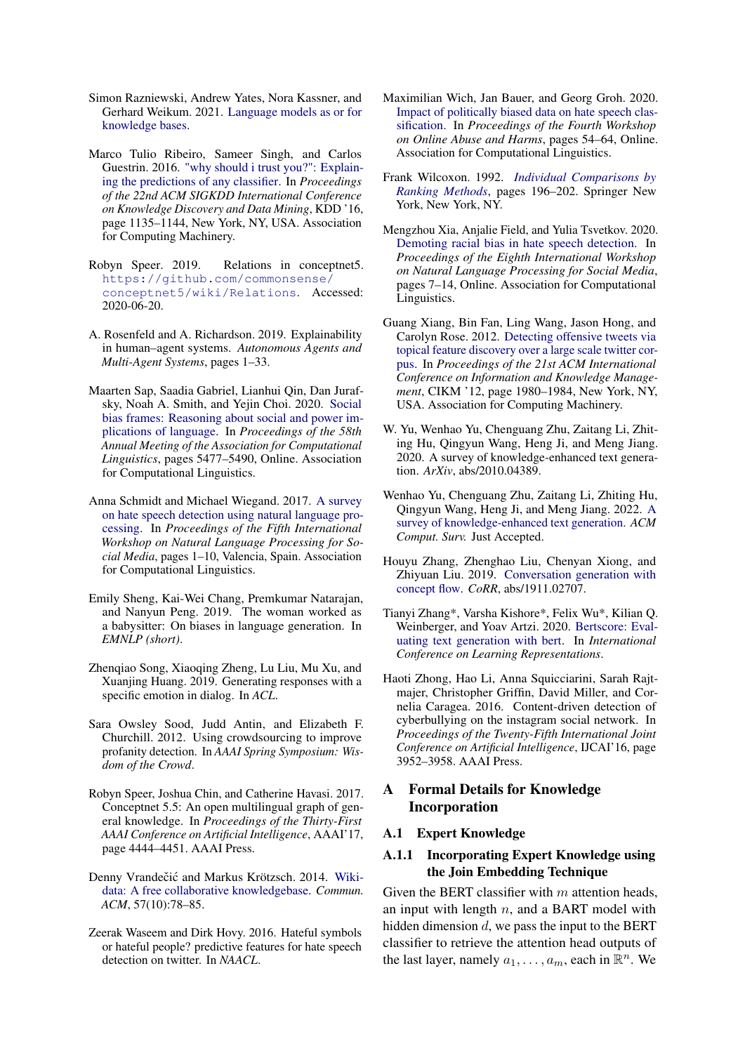Simon Razniewski, Andrew Yates, Nora Kassner, and Gerhard Weikum. 2021. Language models as or for knowledge bases.

Marco Tulio Ribeiro, Sameer Singh, and Carlos Guestrin. 2016. "why should i trust you?": Explaining the predictions of any classifier. In *Proceedings of the 22nd ACM SIGKDD International Conference on Knowledge Discovery and Data Mining*, KDD '16, page 1135–1144, New York, NY, USA. Association for Computing Machinery.

Robyn Speer. 2019. Relations in conceptnet5. https://github.com/commonsense/conceptnet5/wiki/Relations. Accessed: 2020-06-20.

A. Rosenfeld and A. Richardson. 2019. Explainability in human–agent systems. *Autonomous Agents and Multi-Agent Systems*, pages 1–33.

Maarten Sap, Saadia Gabriel, Lianhui Qin, Dan Jurafsky, Noah A. Smith, and Yejin Choi. 2020. Social bias frames: Reasoning about social and power implications of language. In *Proceedings of the 58th Annual Meeting of the Association for Computational Linguistics*, pages 5477–5490, Online. Association for Computational Linguistics.

Anna Schmidt and Michael Wiegand. 2017. A survey on hate speech detection using natural language processing. In *Proceedings of the Fifth International Workshop on Natural Language Processing for Social Media*, pages 1–10, Valencia, Spain. Association for Computational Linguistics.

Emily Sheng, Kai-Wei Chang, Premkumar Natarajan, and Nanyun Peng. 2019. The woman worked as a babysitter: On biases in language generation. In *EMNLP (short)*.

Zhenqiao Song, Xiaoqing Zheng, Lu Liu, Mu Xu, and Xuanjing Huang. 2019. Generating responses with a specific emotion in dialog. In *ACL*.

Sara Owsley Sood, Judd Antin, and Elizabeth F. Churchill. 2012. Using crowdsourcing to improve profanity detection. In *AAAI Spring Symposium: Wisdom of the Crowd*.

Robyn Speer, Joshua Chin, and Catherine Havasi. 2017. Conceptnet 5.5: An open multilingual graph of general knowledge. In *Proceedings of the Thirty-First AAAI Conference on Artificial Intelligence*, AAAI'17, page 4444–4451. AAAI Press.

Denny Vrandečić and Markus Krötzsch. 2014. Wikidata: A free collaborative knowledgebase. *Commun. ACM*, 57(10):78–85.

Zeerak Waseem and Dirk Hovy. 2016. Hateful symbols or hateful people? predictive features for hate speech detection on twitter. In *NAACL*.

Maximilian Wich, Jan Bauer, and Georg Groh. 2020. Impact of politically biased data on hate speech classification. In *Proceedings of the Fourth Workshop on Online Abuse and Harms*, pages 54–64, Online. Association for Computational Linguistics.

Frank Wilcoxon. 1992. *Individual Comparisons by Ranking Methods*, pages 196–202. Springer New York, New York, NY.

Mengzhou Xia, Anjalie Field, and Yulia Tsvetkov. 2020. Demoting racial bias in hate speech detection. In *Proceedings of the Eighth International Workshop on Natural Language Processing for Social Media*, pages 7–14, Online. Association for Computational Linguistics.

Guang Xiang, Bin Fan, Ling Wang, Jason Hong, and Carolyn Rose. 2012. Detecting offensive tweets via topical feature discovery over a large scale twitter corpus. In *Proceedings of the 21st ACM International Conference on Information and Knowledge Management*, CIKM '12, page 1980–1984, New York, NY, USA. Association for Computing Machinery.

W. Yu, Wenhao Yu, Chenguang Zhu, Zaitang Li, Zhiting Hu, Qingyun Wang, Heng Ji, and Meng Jiang. 2020. A survey of knowledge-enhanced text generation. *ArXiv*, abs/2010.04389.

Wenhao Yu, Chenguang Zhu, Zaitang Li, Zhiting Hu, Qingyun Wang, Heng Ji, and Meng Jiang. 2022. A survey of knowledge-enhanced text generation. *ACM Comput. Surv.* Just Accepted.

Houyu Zhang, Zhenghao Liu, Chenyan Xiong, and Zhiyuan Liu. 2019. Conversation generation with concept flow. *CoRR*, abs/1911.02707.

Tianyi Zhang*, Varsha Kishore*, Felix Wu*, Kilian Q. Weinberger, and Yoav Artzi. 2020. Bertscore: Evaluating text generation with bert. In *International Conference on Learning Representations*.

Haoti Zhong, Hao Li, Anna Squicciarini, Sarah Rajtmajer, Christopher Griffin, David Miller, and Cornelia Caragea. 2016. Content-driven detection of cyberbullying on the instagram social network. In *Proceedings of the Twenty-Fifth International Joint Conference on Artificial Intelligence*, IJCAI'16, page 3952–3958. AAAI Press.

## A Formal Details for Knowledge Incorporation

### A.1 Expert Knowledge

#### A.1.1 Incorporating Expert Knowledge using the Join Embedding Technique

Given the BERT classifier with $m$ attention heads, an input with length $n$, and a BART model with hidden dimension $d$, we pass the input to the BERT classifier to retrieve the attention head outputs of the last layer, namely $a_1, \ldots, a_m$, each in $\mathbb{R}^n$. We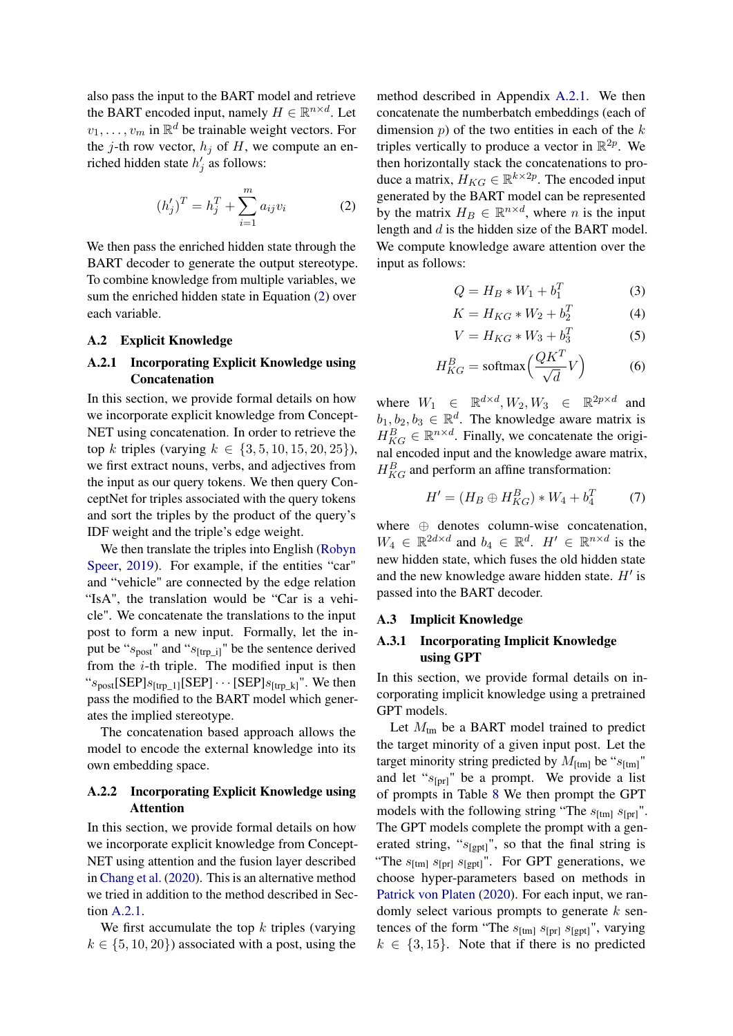also pass the input to the BART model and retrieve the BART encoded input, namely $H \in \mathbb{R}^{n \times d}$. Let $v_1, \ldots, v_m$ in $\mathbb{R}^d$ be trainable weight vectors. For the $j$-th row vector, $h_j$ of $H$, we compute an enriched hidden state $h'_j$ as follows:

$$(h'_j)^T = h_j^T + \sum_{i=1}^{m} a_{ij} v_i \tag{2}$$

We then pass the enriched hidden state through the BART decoder to generate the output stereotype. To combine knowledge from multiple variables, we sum the enriched hidden state in Equation (2) over each variable.

## A.2 Explicit Knowledge

### A.2.1 Incorporating Explicit Knowledge using Concatenation

In this section, we provide formal details on how we incorporate explicit knowledge from ConceptNET using concatenation. In order to retrieve the top $k$ triples (varying $k \in \{3, 5, 10, 15, 20, 25\}$), we first extract nouns, verbs, and adjectives from the input as our query tokens. We then query ConceptNet for triples associated with the query tokens and sort the triples by the product of the query's IDF weight and the triple's edge weight.

We then translate the triples into English (Robyn Speer, 2019). For example, if the entities "car" and "vehicle" are connected by the edge relation "IsA", the translation would be "Car is a vehicle". We concatenate the translations to the input post to form a new input. Formally, let the input be "$s_{\text{post}}$" and "$s_{\text{[trp\_i]}}$" be the sentence derived from the $i$-th triple. The modified input is then "$s_{\text{post}}$[SEP]$s_{\text{[trp\_1]}}$[SEP]$\cdots$[SEP]$s_{\text{[trp\_k]}}$". We then pass the modified input to the BART model which generates the implied stereotype.

The concatenation based approach allows the model to encode the external knowledge into its own embedding space.

### A.2.2 Incorporating Explicit Knowledge using Attention

In this section, we provide formal details on how we incorporate explicit knowledge from ConceptNET using attention and the fusion layer described in Chang et al. (2020). This is an alternative method we tried in addition to the method described in Section A.2.1.

We first accumulate the top $k$ triples (varying $k \in \{5, 10, 20\}$) associated with a post, using the method described in Appendix A.2.1. We then concatenate the numberbatch embeddings (each of dimension $p$) of the two entities in each of the $k$ triples vertically to produce a vector in $\mathbb{R}^{2p}$. We then horizontally stack the concatenations to produce a matrix, $H_{KG} \in \mathbb{R}^{k \times 2p}$. The encoded input generated by the BART model can be represented by the matrix $H_B \in \mathbb{R}^{n \times d}$, where $n$ is the input length and $d$ is the hidden size of the BART model. We compute knowledge aware attention over the input as follows:

$$Q = H_B * W_1 + b_1^T \tag{3}$$

$$K = H_{KG} * W_2 + b_2^T \tag{4}$$

$$V = H_{KG} * W_3 + b_3^T \tag{5}$$

$$H_{KG}^B = \text{softmax}\Big(\frac{QK^T}{\sqrt{d}} V\Big) \tag{6}$$

where $W_1 \in \mathbb{R}^{d \times d}, W_2, W_3 \in \mathbb{R}^{2p \times d}$ and $b_1, b_2, b_3 \in \mathbb{R}^d$. The knowledge aware matrix is $H_{KG}^B \in \mathbb{R}^{n \times d}$. Finally, we concatenate the original encoded input and the knowledge aware matrix, $H_{KG}^B$ and perform an affine transformation:

$$H' = (H_B \oplus H_{KG}^B) * W_4 + b_4^T \tag{7}$$

where $\oplus$ denotes column-wise concatenation, $W_4 \in \mathbb{R}^{2d \times d}$ and $b_4 \in \mathbb{R}^d$. $H' \in \mathbb{R}^{n \times d}$ is the new hidden state, which fuses the old hidden state and the new knowledge aware hidden state. $H'$ is passed into the BART decoder.

## A.3 Implicit Knowledge

### A.3.1 Incorporating Implicit Knowledge using GPT

In this section, we provide formal details on incorporating implicit knowledge using a pretrained GPT models.

Let $M_{\text{tm}}$ be a BART model trained to predict the target minority of a given input post. Let the target minority string predicted by $M_{\text{[tm]}}$ be "$s_{\text{[tm]}}$" and let "$s_{\text{[pr]}}$" be a prompt. We provide a list of prompts in Table 8 We then prompt the GPT models with the following string "The $s_{\text{[tm]}}$ $s_{\text{[pr]}}$". The GPT models complete the prompt with a generated string, "$s_{\text{[gpt]}}$", so that the final string is "The $s_{\text{[tm]}}$ $s_{\text{[pr]}}$ $s_{\text{[gpt]}}$". For GPT generations, we choose hyper-parameters based on methods in Patrick von Platen (2020). For each input, we randomly select various prompts to generate $k$ sentences of the form "The $s_{\text{[tm]}}$ $s_{\text{[pr]}}$ $s_{\text{[gpt]}}$", varying $k \in \{3, 15\}$. Note that if there is no predicted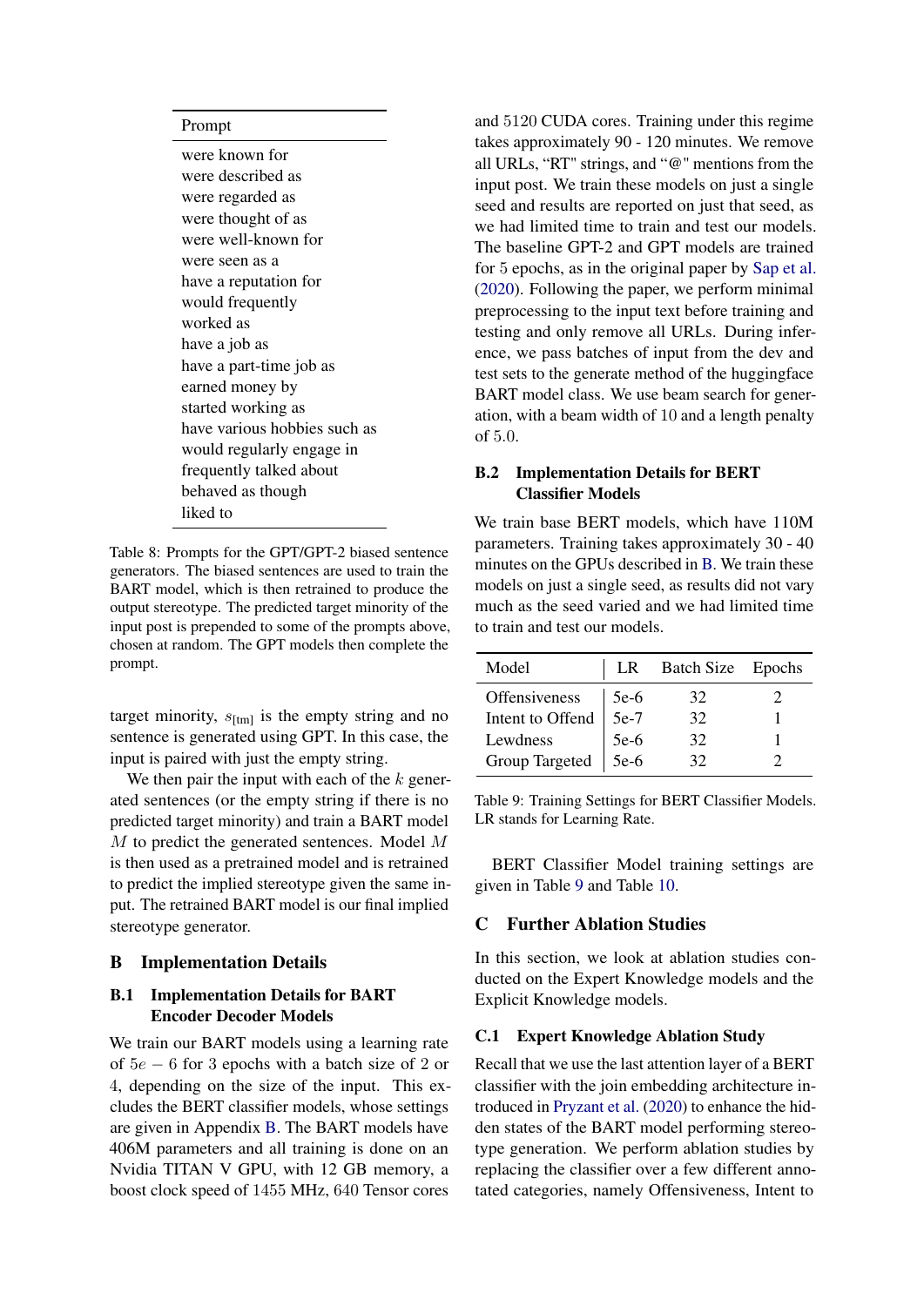| Prompt |
|---|
| were known for |
| were described as |
| were regarded as |
| were thought of as |
| were well-known for |
| were seen as a |
| have a reputation for |
| would frequently |
| worked as |
| have a job as |
| have a part-time job as |
| earned money by |
| started working as |
| have various hobbies such as |
| would regularly engage in |
| frequently talked about |
| behaved as though |
| liked to |

Table 8: Prompts for the GPT/GPT-2 biased sentence generators. The biased sentences are used to train the BART model, which is then retrained to produce the output stereotype. The predicted target minority of the input post is prepended to some of the prompts above, chosen at random. The GPT models then complete the prompt.

target minority, $s_{[\text{tm}]}$ is the empty string and no sentence is generated using GPT. In this case, the input is paired with just the empty string.

We then pair the input with each of the $k$ generated sentences (or the empty string if there is no predicted target minority) and train a BART model $M$ to predict the generated sentences. Model $M$ is then used as a pretrained model and is retrained to predict the implied stereotype given the same input. The retrained BART model is our final implied stereotype generator.

## B Implementation Details

### B.1 Implementation Details for BART Encoder Decoder Models

We train our BART models using a learning rate of $5e-6$ for 3 epochs with a batch size of 2 or 4, depending on the size of the input. This excludes the BERT classifier models, whose settings are given in Appendix B. The BART models have 406M parameters and all training is done on an Nvidia TITAN V GPU, with 12 GB memory, a boost clock speed of 1455 MHz, 640 Tensor cores and 5120 CUDA cores. Training under this regime takes approximately 90 - 120 minutes. We remove all URLs, "RT" strings, and "@" mentions from the input post. We train these models on just a single seed and results are reported on just that seed, as we had limited time to train and test our models. The baseline GPT-2 and GPT models are trained for 5 epochs, as in the original paper by Sap et al. (2020). Following the paper, we perform minimal preprocessing to the input text before training and testing and only remove all URLs. During inference, we pass batches of input from the dev and test sets to the generate method of the huggingface BART model class. We use beam search for generation, with a beam width of 10 and a length penalty of 5.0.

### B.2 Implementation Details for BERT Classifier Models

We train base BERT models, which have 110M parameters. Training takes approximately 30 - 40 minutes on the GPUs described in B. We train these models on just a single seed, as results did not vary much as the seed varied and we had limited time to train and test our models.

| Model | LR | Batch Size | Epochs |
|---|---|---|---|
| Offensiveness | 5e-6 | 32 | 2 |
| Intent to Offend | 5e-7 | 32 | 1 |
| Lewdness | 5e-6 | 32 | 1 |
| Group Targeted | 5e-6 | 32 | 2 |

Table 9: Training Settings for BERT Classifier Models. LR stands for Learning Rate.

BERT Classifier Model training settings are given in Table 9 and Table 10.

## C Further Ablation Studies

In this section, we look at ablation studies conducted on the Expert Knowledge models and the Explicit Knowledge models.

### C.1 Expert Knowledge Ablation Study

Recall that we use the last attention layer of a BERT classifier with the join embedding architecture introduced in Pryzant et al. (2020) to enhance the hidden states of the BART model performing stereotype generation. We perform ablation studies by replacing the classifier over a few different annotated categories, namely Offensiveness, Intent to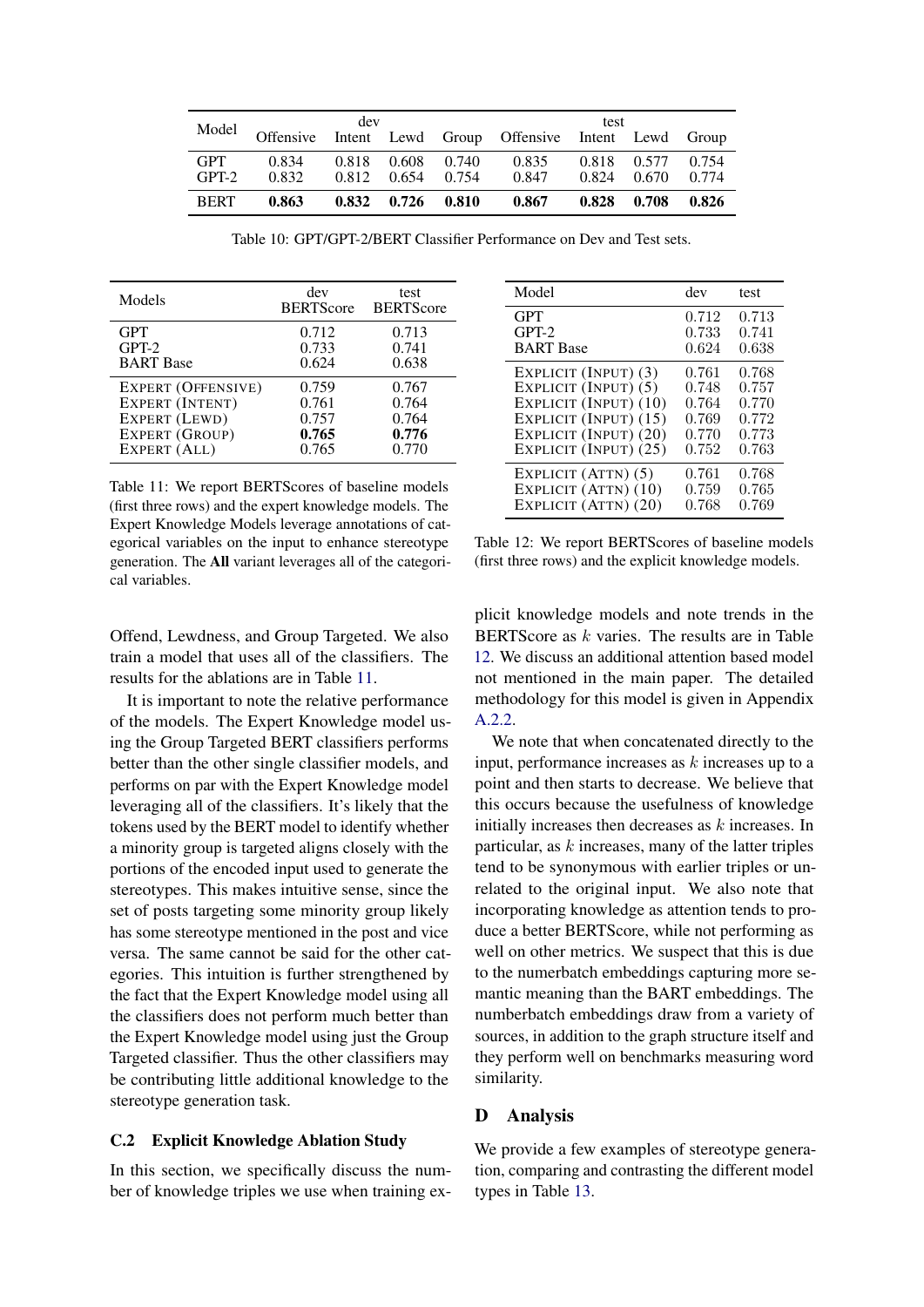| Model | dev | | | | test | | | |
|---|---|---|---|---|---|---|---|---|
| | Offensive | Intent | Lewd | Group | Offensive | Intent | Lewd | Group |
| GPT | 0.834 | 0.818 | 0.608 | 0.740 | 0.835 | 0.818 | 0.577 | 0.754 |
| GPT-2 | 0.832 | 0.812 | 0.654 | 0.754 | 0.847 | 0.824 | 0.670 | 0.774 |
| BERT | **0.863** | **0.832** | **0.726** | **0.810** | **0.867** | **0.828** | **0.708** | **0.826** |

Table 10: GPT/GPT-2/BERT Classifier Performance on Dev and Test sets.

| Models | dev BERTScore | test BERTScore |
|---|---|---|
| GPT | 0.712 | 0.713 |
| GPT-2 | 0.733 | 0.741 |
| BART Base | 0.624 | 0.638 |
| EXPERT (OFFENSIVE) | 0.759 | 0.767 |
| EXPERT (INTENT) | 0.761 | 0.764 |
| EXPERT (LEWD) | 0.757 | 0.764 |
| EXPERT (GROUP) | **0.765** | **0.776** |
| EXPERT (ALL) | 0.765 | 0.770 |

Table 11: We report BERTScores of baseline models (first three rows) and the expert knowledge models. The Expert Knowledge Models leverage annotations of categorical variables on the input to enhance stereotype generation. The **All** variant leverages all of the categorical variables.

| Model | dev | test |
|---|---|---|
| GPT | 0.712 | 0.713 |
| GPT-2 | 0.733 | 0.741 |
| BART Base | 0.624 | 0.638 |
| EXPLICIT (INPUT) (3) | 0.761 | 0.768 |
| EXPLICIT (INPUT) (5) | 0.748 | 0.757 |
| EXPLICIT (INPUT) (10) | 0.764 | 0.770 |
| EXPLICIT (INPUT) (15) | 0.769 | 0.772 |
| EXPLICIT (INPUT) (20) | 0.770 | 0.773 |
| EXPLICIT (INPUT) (25) | 0.752 | 0.763 |
| EXPLICIT (ATTN) (5) | 0.761 | 0.768 |
| EXPLICIT (ATTN) (10) | 0.759 | 0.765 |
| EXPLICIT (ATTN) (20) | 0.768 | 0.769 |

Table 12: We report BERTScores of baseline models (first three rows) and the explicit knowledge models.

Offend, Lewdness, and Group Targeted. We also train a model that uses all of the classifiers. The results for the ablations are in Table 11.

It is important to note the relative performance of the models. The Expert Knowledge model using the Group Targeted BERT classifiers performs better than the other single classifier models, and performs on par with the Expert Knowledge model leveraging all of the classifiers. It's likely that the tokens used by the BERT model to identify whether a minority group is targeted aligns closely with the portions of the encoded input used to generate the stereotypes. This makes intuitive sense, since the set of posts targeting some minority group likely has some stereotype mentioned in the post and vice versa. The same cannot be said for the other categories. This intuition is further strengthened by the fact that the Expert Knowledge model using all the classifiers does not perform much better than the Expert Knowledge model using just the Group Targeted classifier. Thus the other classifiers may be contributing little additional knowledge to the stereotype generation task.

### C.2 Explicit Knowledge Ablation Study

In this section, we specifically discuss the number of knowledge triples we use when training explicit knowledge models and note trends in the BERTScore as $k$ varies. The results are in Table 12. We discuss an additional attention based model not mentioned in the main paper. The detailed methodology for this model is given in Appendix A.2.2.

We note that when concatenated directly to the input, performance increases as $k$ increases up to a point and then starts to decrease. We believe that this occurs because the usefulness of knowledge initially increases then decreases as $k$ increases. In particular, as $k$ increases, many of the latter triples tend to be synonymous with earlier triples or unrelated to the original input. We also note that incorporating knowledge as attention tends to produce a better BERTScore, while not performing as well on other metrics. We suspect that this is due to the numerbatch embeddings capturing more semantic meaning than the BART embeddings. The numberbatch embeddings draw from a variety of sources, in addition to the graph structure itself and they perform well on benchmarks measuring word similarity.

## D Analysis

We provide a few examples of stereotype generation, comparing and contrasting the different model types in Table 13.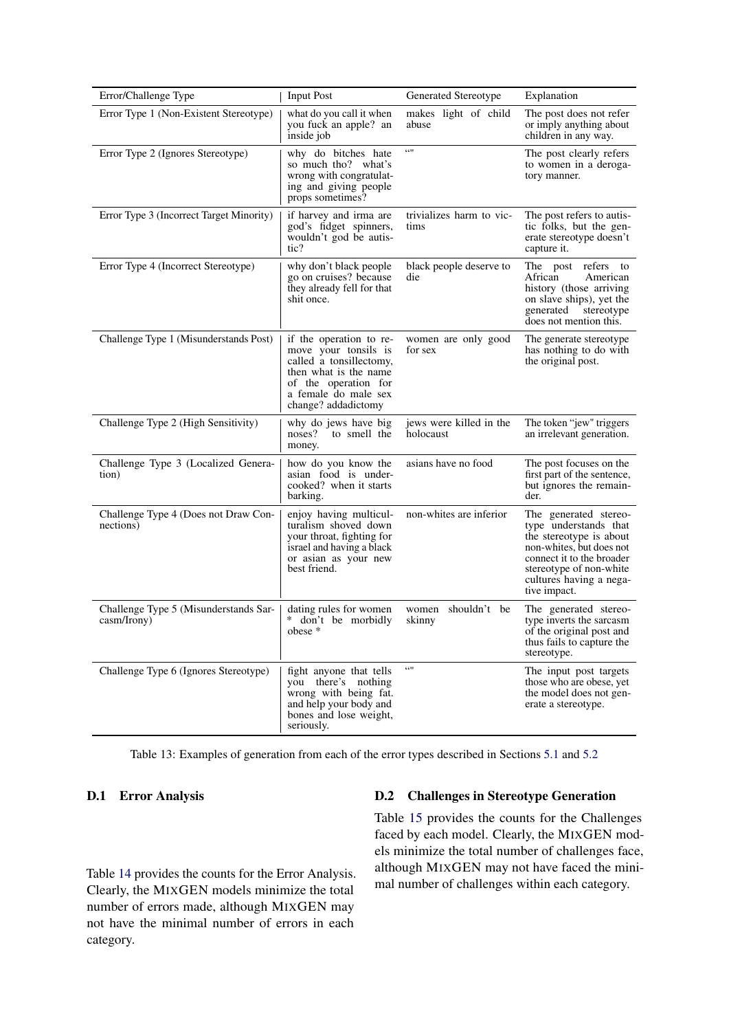| Error/Challenge Type | Input Post | Generated Stereotype | Explanation |
|---|---|---|---|
| Error Type 1 (Non-Existent Stereotype) | what do you call it when you fuck an apple? an inside job | makes light of child abuse | The post does not refer or imply anything about children in any way. |
| Error Type 2 (Ignores Stereotype) | why do bitches hate so much tho? what's wrong with congratulating and giving people props sometimes? | "" | The post clearly refers to women in a derogatory manner. |
| Error Type 3 (Incorrect Target Minority) | if harvey and irma are god's fidget spinners, wouldn't god be autistic? | trivializes harm to victims | The post refers to autistic folks, but the generate stereotype doesn't capture it. |
| Error Type 4 (Incorrect Stereotype) | why don't black people go on cruises? because they already fell for that shit once. | black people deserve to die | The post refers to African American history (those arriving on slave ships), yet the generated stereotype does not mention this. |
| Challenge Type 1 (Misunderstands Post) | if the operation to remove your tonsils is called a tonsillectomy, then what is the name of the operation for a female do male sex change? addadictomy | women are only good for sex | The generate stereotype has nothing to do with the original post. |
| Challenge Type 2 (High Sensitivity) | why do jews have big noses? to smell the money. | jews were killed in the holocaust | The token "jew" triggers an irrelevant generation. |
| Challenge Type 3 (Localized Generation) | how do you know the asian food is undercooked? when it starts barking. | asians have no food | The post focuses on the first part of the sentence, but ignores the remainder. |
| Challenge Type 4 (Does not Draw Connections) | enjoy having multiculturalism shoved down your throat, fighting for israel and having a black or asian as your new best friend. | non-whites are inferior | The generated stereotype understands that the stereotype is about non-whites, but does not connect it to the broader stereotype of non-white cultures having a negative impact. |
| Challenge Type 5 (Misunderstands Sarcasm/Irony) | dating rules for women * don't be morbidly obese * | women shouldn't be skinny | The generated stereotype inverts the sarcasm of the original post and thus fails to capture the stereotype. |
| Challenge Type 6 (Ignores Stereotype) | fight anyone that tells you there's nothing wrong with being fat. and help your body and bones and lose weight, seriously. | "" | The input post targets those who are obese, yet the model does not generate a stereotype. |

Table 13: Examples of generation from each of the error types described in Sections 5.1 and 5.2

### D.1 Error Analysis

Table 14 provides the counts for the Error Analysis. Clearly, the MIXGEN models minimize the total number of errors made, although MIXGEN may not have the minimal number of errors in each category.

### D.2 Challenges in Stereotype Generation

Table 15 provides the counts for the Challenges faced by each model. Clearly, the MIXGEN models minimize the total number of challenges face, although MIXGEN may not have faced the minimal number of challenges within each category.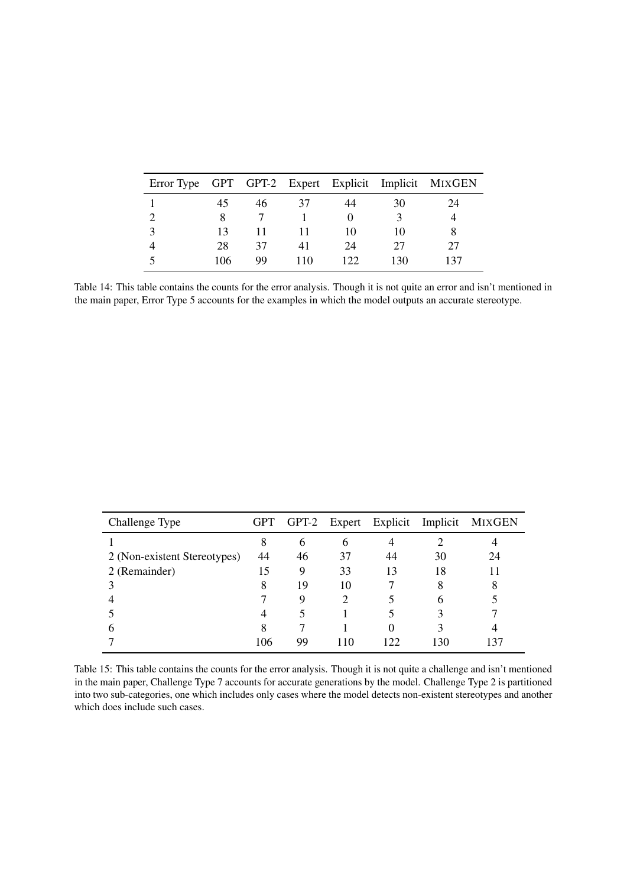| Error Type | GPT | GPT-2 | Expert | Explicit | Implicit | MIXGEN |
|---|---|---|---|---|---|---|
| 1 | 45 | 46 | 37 | 44 | 30 | 24 |
| 2 | 8 | 7 | 1 | 0 | 3 | 4 |
| 3 | 13 | 11 | 11 | 10 | 10 | 8 |
| 4 | 28 | 37 | 41 | 24 | 27 | 27 |
| 5 | 106 | 99 | 110 | 122 | 130 | 137 |

Table 14: This table contains the counts for the error analysis. Though it is not quite an error and isn't mentioned in the main paper, Error Type 5 accounts for the examples in which the model outputs an accurate stereotype.

| Challenge Type | GPT | GPT-2 | Expert | Explicit | Implicit | MIXGEN |
|---|---|---|---|---|---|---|
| 1 | 8 | 6 | 6 | 4 | 2 | 4 |
| 2 (Non-existent Stereotypes) | 44 | 46 | 37 | 44 | 30 | 24 |
| 2 (Remainder) | 15 | 9 | 33 | 13 | 18 | 11 |
| 3 | 8 | 19 | 10 | 7 | 8 | 8 |
| 4 | 7 | 9 | 2 | 5 | 6 | 5 |
| 5 | 4 | 5 | 1 | 5 | 3 | 7 |
| 6 | 8 | 7 | 1 | 0 | 3 | 4 |
| 7 | 106 | 99 | 110 | 122 | 130 | 137 |

Table 15: This table contains the counts for the error analysis. Though it is not quite a challenge and isn't mentioned in the main paper, Challenge Type 7 accounts for accurate generations by the model. Challenge Type 2 is partitioned into two sub-categories, one which includes only cases where the model detects non-existent stereotypes and another which does include such cases.